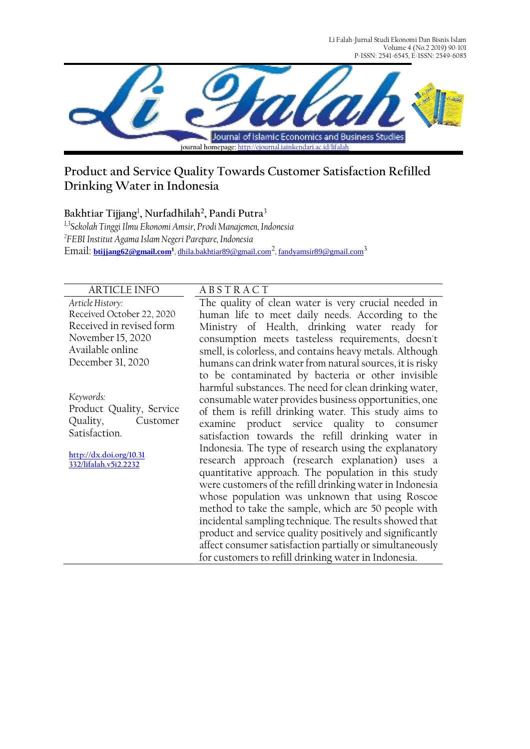journal homepage: http://ejournal.iainkendari.ac.id/lifalah

# Product and Service Quality Towards Customer Satisfaction Refilled Drinking Water in Indonesia

**Bakhtiar Tijjang**[1], **Nurfadhilah**[2], **Pandi Putra**[3]

[1,3]*Sekolah Tinggi Ilmu Ekonomi Amsir, Prodi Manajemen, Indonesia*
[2]*FEBI Institut Agama Islam Negeri Parepare, Indonesia*
Email: **btijjang62@gmail.com**[1], dhila.bakhtiar89@gmail.com[2], fandyamsir89@gmail.com[3]

## ARTICLE INFO

*Article History:*
Received October 22, 2020
Received in revised form November 15, 2020
Available online December 31, 2020

*Keywords:*
Product Quality, Service Quality, Customer Satisfaction.

http://dx.doi.org/10.31332/lifalah.v5i2.2232

## ABSTRACT

The quality of clean water is very crucial needed in human life to meet daily needs. According to the Ministry of Health, drinking water ready for consumption meets tasteless requirements, doesn't smell, is colorless, and contains heavy metals. Although humans can drink water from natural sources, it is risky to be contaminated by bacteria or other invisible harmful substances. The need for clean drinking water, consumable water provides business opportunities, one of them is refill drinking water. This study aims to examine product service quality to consumer satisfaction towards the refill drinking water in Indonesia. The type of research using the explanatory research approach (research explanation) uses a quantitative approach. The population in this study were customers of the refill drinking water in Indonesia whose population was unknown that using Roscoe method to take the sample, which are 50 people with incidental sampling technique. The results showed that product and service quality positively and significantly affect consumer satisfaction partially or simultaneously for customers to refill drinking water in Indonesia.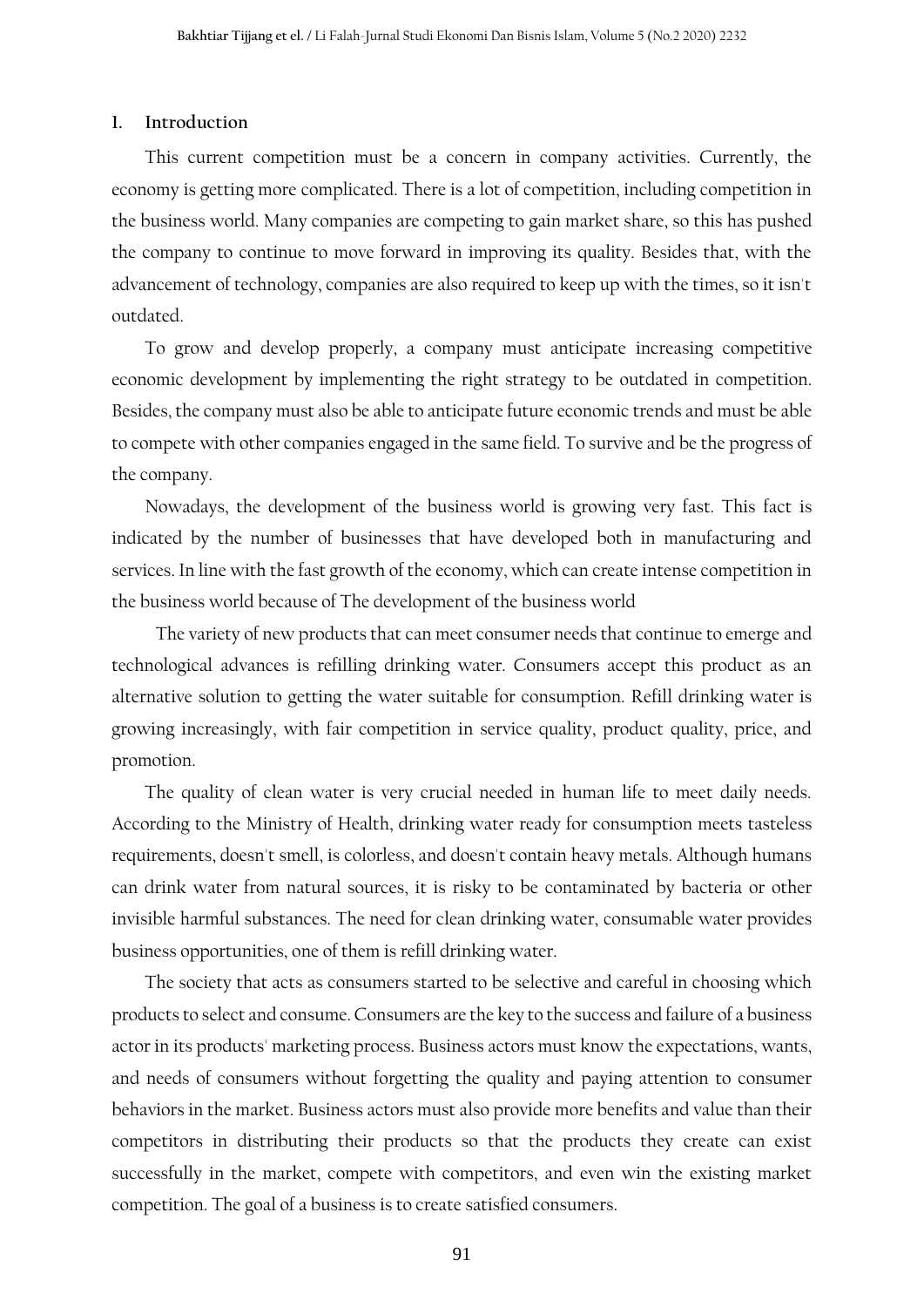## I. Introduction

This current competition must be a concern in company activities. Currently, the economy is getting more complicated. There is a lot of competition, including competition in the business world. Many companies are competing to gain market share, so this has pushed the company to continue to move forward in improving its quality. Besides that, with the advancement of technology, companies are also required to keep up with the times, so it isn't outdated.

To grow and develop properly, a company must anticipate increasing competitive economic development by implementing the right strategy to be outdated in competition. Besides, the company must also be able to anticipate future economic trends and must be able to compete with other companies engaged in the same field. To survive and be the progress of the company.

Nowadays, the development of the business world is growing very fast. This fact is indicated by the number of businesses that have developed both in manufacturing and services. In line with the fast growth of the economy, which can create intense competition in the business world because of The development of the business world

The variety of new products that can meet consumer needs that continue to emerge and technological advances is refilling drinking water. Consumers accept this product as an alternative solution to getting the water suitable for consumption. Refill drinking water is growing increasingly, with fair competition in service quality, product quality, price, and promotion.

The quality of clean water is very crucial needed in human life to meet daily needs. According to the Ministry of Health, drinking water ready for consumption meets tasteless requirements, doesn't smell, is colorless, and doesn't contain heavy metals. Although humans can drink water from natural sources, it is risky to be contaminated by bacteria or other invisible harmful substances. The need for clean drinking water, consumable water provides business opportunities, one of them is refill drinking water.

The society that acts as consumers started to be selective and careful in choosing which products to select and consume. Consumers are the key to the success and failure of a business actor in its products' marketing process. Business actors must know the expectations, wants, and needs of consumers without forgetting the quality and paying attention to consumer behaviors in the market. Business actors must also provide more benefits and value than their competitors in distributing their products so that the products they create can exist successfully in the market, compete with competitors, and even win the existing market competition. The goal of a business is to create satisfied consumers.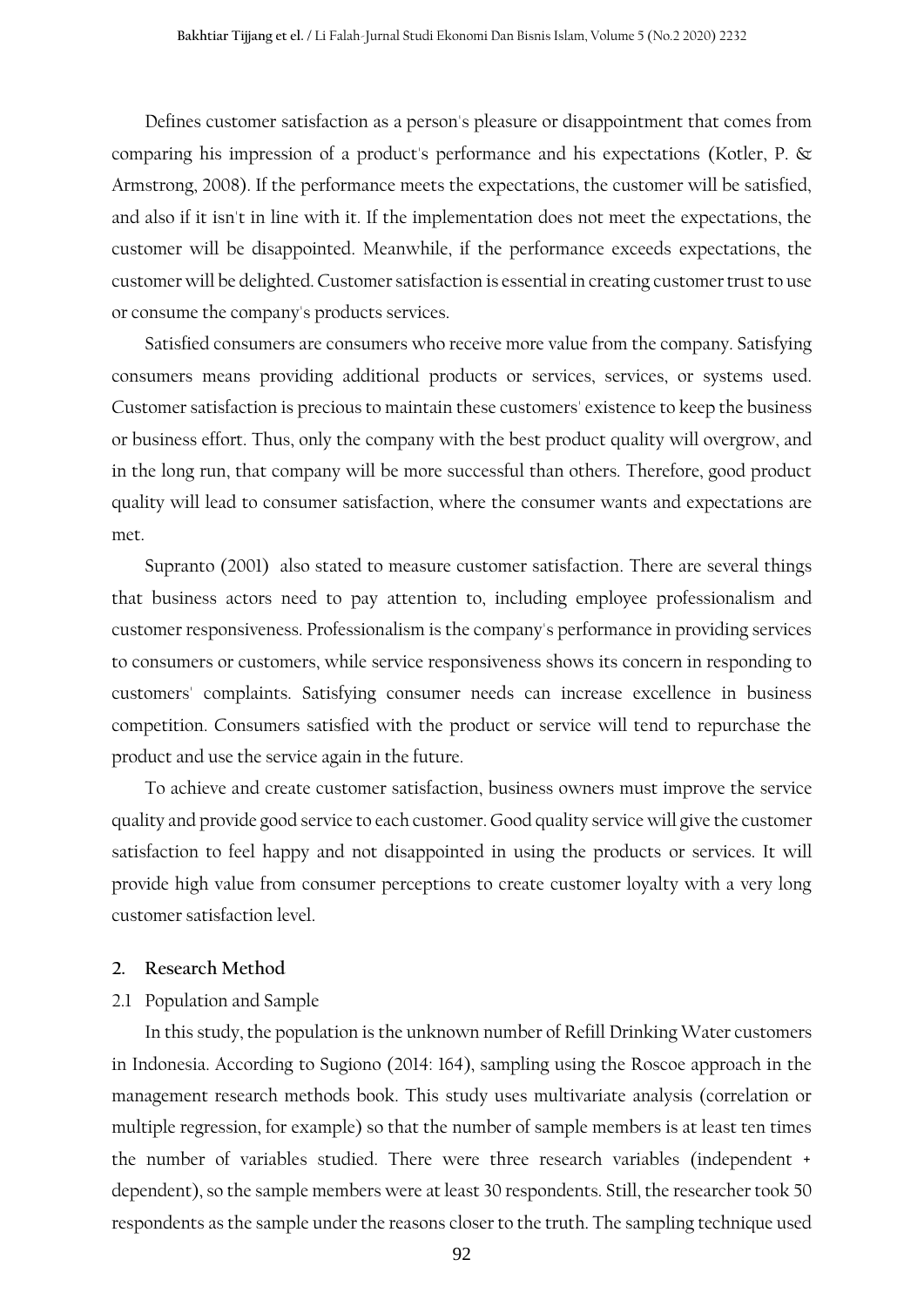Defines customer satisfaction as a person's pleasure or disappointment that comes from comparing his impression of a product's performance and his expectations (Kotler, P. & Armstrong, 2008). If the performance meets the expectations, the customer will be satisfied, and also if it isn't in line with it. If the implementation does not meet the expectations, the customer will be disappointed. Meanwhile, if the performance exceeds expectations, the customer will be delighted. Customer satisfaction is essential in creating customer trust to use or consume the company's products services.

Satisfied consumers are consumers who receive more value from the company. Satisfying consumers means providing additional products or services, services, or systems used. Customer satisfaction is precious to maintain these customers' existence to keep the business or business effort. Thus, only the company with the best product quality will overgrow, and in the long run, that company will be more successful than others. Therefore, good product quality will lead to consumer satisfaction, where the consumer wants and expectations are met.

Supranto (2001) also stated to measure customer satisfaction. There are several things that business actors need to pay attention to, including employee professionalism and customer responsiveness. Professionalism is the company's performance in providing services to consumers or customers, while service responsiveness shows its concern in responding to customers' complaints. Satisfying consumer needs can increase excellence in business competition. Consumers satisfied with the product or service will tend to repurchase the product and use the service again in the future.

To achieve and create customer satisfaction, business owners must improve the service quality and provide good service to each customer. Good quality service will give the customer satisfaction to feel happy and not disappointed in using the products or services. It will provide high value from consumer perceptions to create customer loyalty with a very long customer satisfaction level.

## 2. Research Method

### 2.1 Population and Sample

In this study, the population is the unknown number of Refill Drinking Water customers in Indonesia. According to Sugiono (2014: 164), sampling using the Roscoe approach in the management research methods book. This study uses multivariate analysis (correlation or multiple regression, for example) so that the number of sample members is at least ten times the number of variables studied. There were three research variables (independent + dependent), so the sample members were at least 30 respondents. Still, the researcher took 50 respondents as the sample under the reasons closer to the truth. The sampling technique used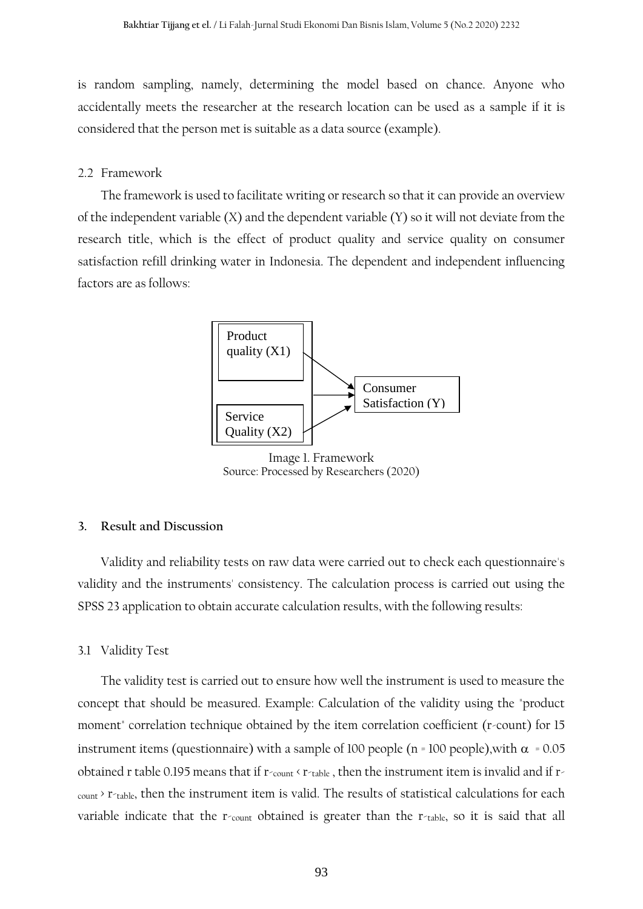is random sampling, namely, determining the model based on chance. Anyone who accidentally meets the researcher at the research location can be used as a sample if it is considered that the person met is suitable as a data source (example).

## 2.2 Framework

The framework is used to facilitate writing or research so that it can provide an overview of the independent variable (X) and the dependent variable (Y) so it will not deviate from the research title, which is the effect of product quality and service quality on consumer satisfaction refill drinking water in Indonesia. The dependent and independent influencing factors are as follows:

Product quality (X1)

Service Quality (X2)

Consumer Satisfaction (Y)

Image 1. Framework
Source: Processed by Researchers (2020)

# 3. Result and Discussion

Validity and reliability tests on raw data were carried out to check each questionnaire's validity and the instruments' consistency. The calculation process is carried out using the SPSS 23 application to obtain accurate calculation results, with the following results:

## 3.1 Validity Test

The validity test is carried out to ensure how well the instrument is used to measure the concept that should be measured. Example: Calculation of the validity using the "product moment" correlation technique obtained by the item correlation coefficient (r-count) for 15 instrument items (questionnaire) with a sample of 100 people (n = 100 people),with $\alpha = 0.05$ obtained r table 0.195 means that if $r_{count} < r_{table}$ , then the instrument item is invalid and if $r_{count} > r_{table}$, then the instrument item is valid. The results of statistical calculations for each variable indicate that the $r_{count}$ obtained is greater than the $r_{table}$, so it is said that all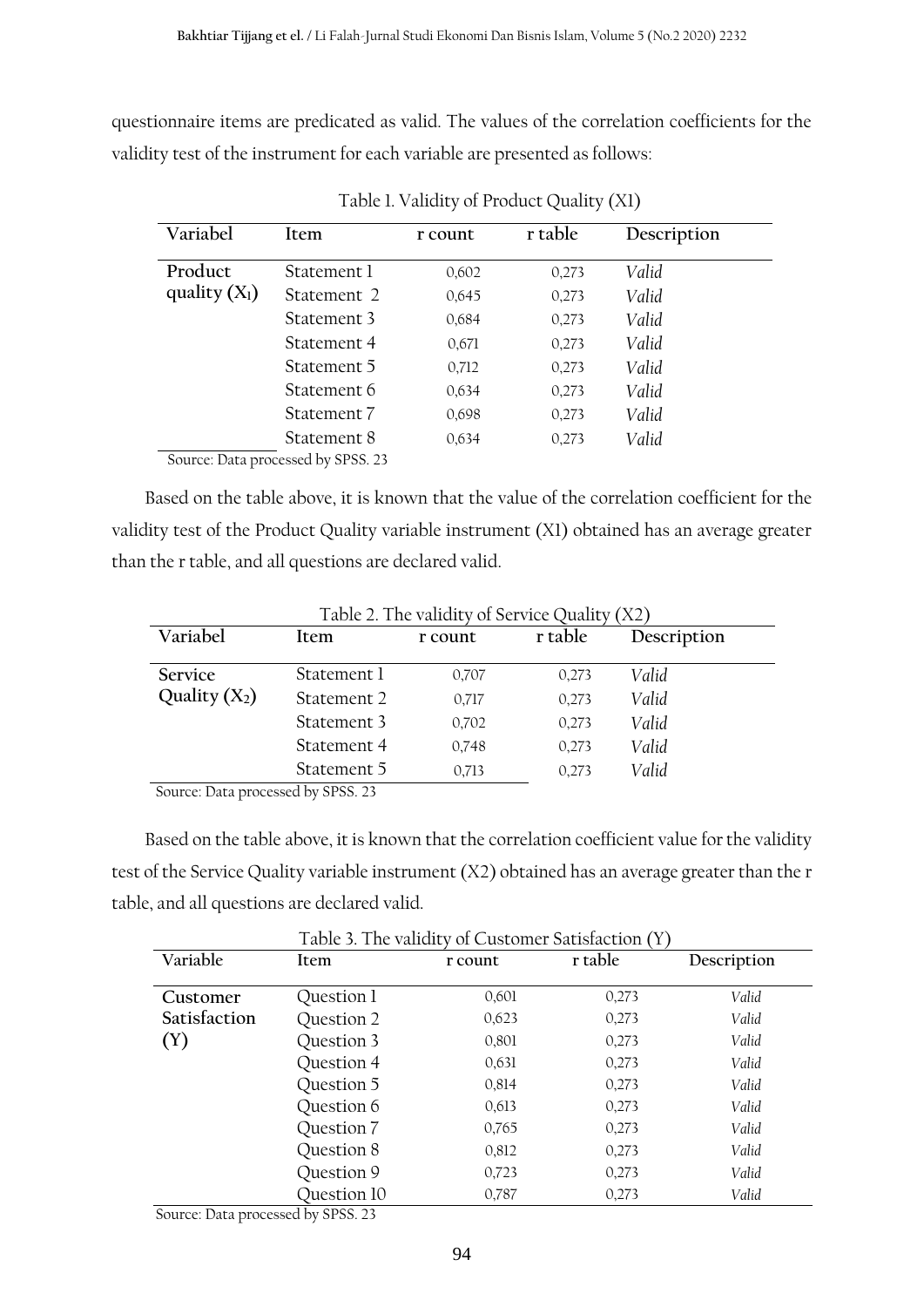questionnaire items are predicated as valid. The values of the correlation coefficients for the validity test of the instrument for each variable are presented as follows:

Table 1. Validity of Product Quality (X1)

| Variabel | Item | r count | r table | Description |
|---|---|---|---|---|
| Product quality ($X_1$) | Statement 1 | 0,602 | 0,273 | *Valid* |
| | Statement 2 | 0,645 | 0,273 | *Valid* |
| | Statement 3 | 0,684 | 0,273 | *Valid* |
| | Statement 4 | 0,671 | 0,273 | *Valid* |
| | Statement 5 | 0,712 | 0,273 | *Valid* |
| | Statement 6 | 0,634 | 0,273 | *Valid* |
| | Statement 7 | 0,698 | 0,273 | *Valid* |
| | Statement 8 | 0,634 | 0,273 | *Valid* |

Source: Data processed by SPSS. 23

Based on the table above, it is known that the value of the correlation coefficient for the validity test of the Product Quality variable instrument (X1) obtained has an average greater than the r table, and all questions are declared valid.

Table 2. The validity of Service Quality (X2)

| Variabel | Item | r count | r table | Description |
|---|---|---|---|---|
| Service Quality ($X_2$) | Statement 1 | 0,707 | 0,273 | *Valid* |
| | Statement 2 | 0,717 | 0,273 | *Valid* |
| | Statement 3 | 0,702 | 0,273 | *Valid* |
| | Statement 4 | 0,748 | 0,273 | *Valid* |
| | Statement 5 | 0,713 | 0,273 | *Valid* |

Source: Data processed by SPSS. 23

Based on the table above, it is known that the correlation coefficient value for the validity test of the Service Quality variable instrument (X2) obtained has an average greater than the r table, and all questions are declared valid.

Table 3. The validity of Customer Satisfaction (Y)

| Variable | Item | r count | r table | Description |
|---|---|---|---|---|
| Customer Satisfaction (Y) | Question 1 | 0,601 | 0,273 | *Valid* |
| | Question 2 | 0,623 | 0,273 | *Valid* |
| | Question 3 | 0,801 | 0,273 | *Valid* |
| | Question 4 | 0,631 | 0,273 | *Valid* |
| | Question 5 | 0,814 | 0,273 | *Valid* |
| | Question 6 | 0,613 | 0,273 | *Valid* |
| | Question 7 | 0,765 | 0,273 | *Valid* |
| | Question 8 | 0,812 | 0,273 | *Valid* |
| | Question 9 | 0,723 | 0,273 | *Valid* |
| | Question 10 | 0,787 | 0,273 | *Valid* |

Source: Data processed by SPSS. 23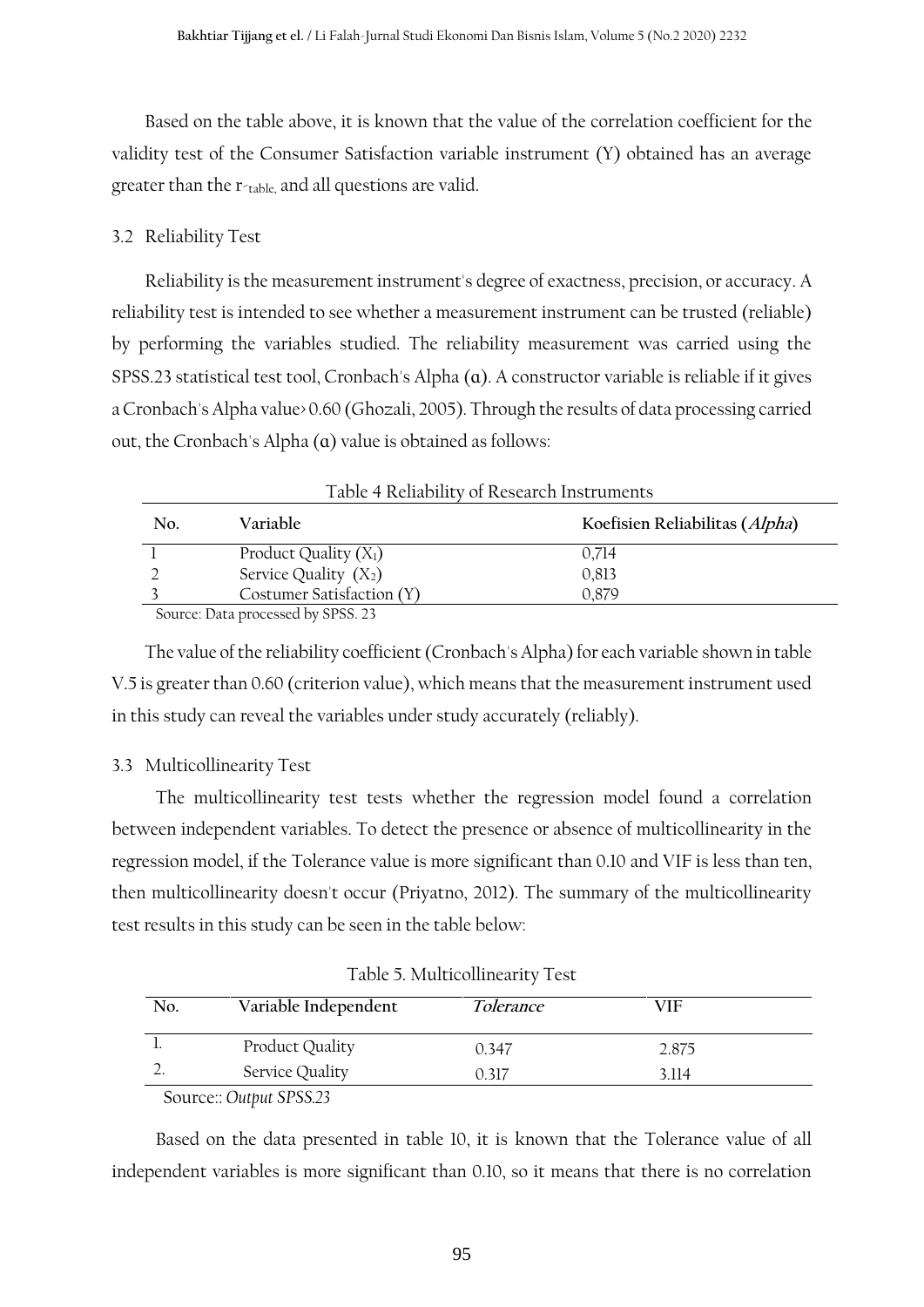Based on the table above, it is known that the value of the correlation coefficient for the validity test of the Consumer Satisfaction variable instrument (Y) obtained has an average greater than the $r_{\text{-table}}$, and all questions are valid.

### 3.2 Reliability Test

Reliability is the measurement instrument's degree of exactness, precision, or accuracy. A reliability test is intended to see whether a measurement instrument can be trusted (reliable) by performing the variables studied. The reliability measurement was carried using the SPSS.23 statistical test tool, Cronbach's Alpha (α). A constructor variable is reliable if it gives a Cronbach's Alpha value> 0.60 (Ghozali, 2005). Through the results of data processing carried out, the Cronbach's Alpha (α) value is obtained as follows:

Table 4 Reliability of Research Instruments

| No. | Variable | Koefisien Reliabilitas (*Alpha*) |
|---|---|---|
| 1 | Product Quality ($X_1$) | 0,714 |
| 2 | Service Quality ($X_2$) | 0,813 |
| 3 | Costumer Satisfaction (Y) | 0,879 |

Source: Data processed by SPSS. 23

The value of the reliability coefficient (Cronbach's Alpha) for each variable shown in table V.5 is greater than 0.60 (criterion value), which means that the measurement instrument used in this study can reveal the variables under study accurately (reliably).

### 3.3 Multicollinearity Test

The multicollinearity test tests whether the regression model found a correlation between independent variables. To detect the presence or absence of multicollinearity in the regression model, if the Tolerance value is more significant than 0.10 and VIF is less than ten, then multicollinearity doesn't occur (Priyatno, 2012). The summary of the multicollinearity test results in this study can be seen in the table below:

Table 5. Multicollinearity Test

| No. | Variable Independent | *Tolerance* | VIF |
|---|---|---|---|
| 1. | Product Quality | 0.347 | 2.875 |
| 2. | Service Quality | 0.317 | 3.114 |

Source:: *Output SPSS.23*

Based on the data presented in table 10, it is known that the Tolerance value of all independent variables is more significant than 0.10, so it means that there is no correlation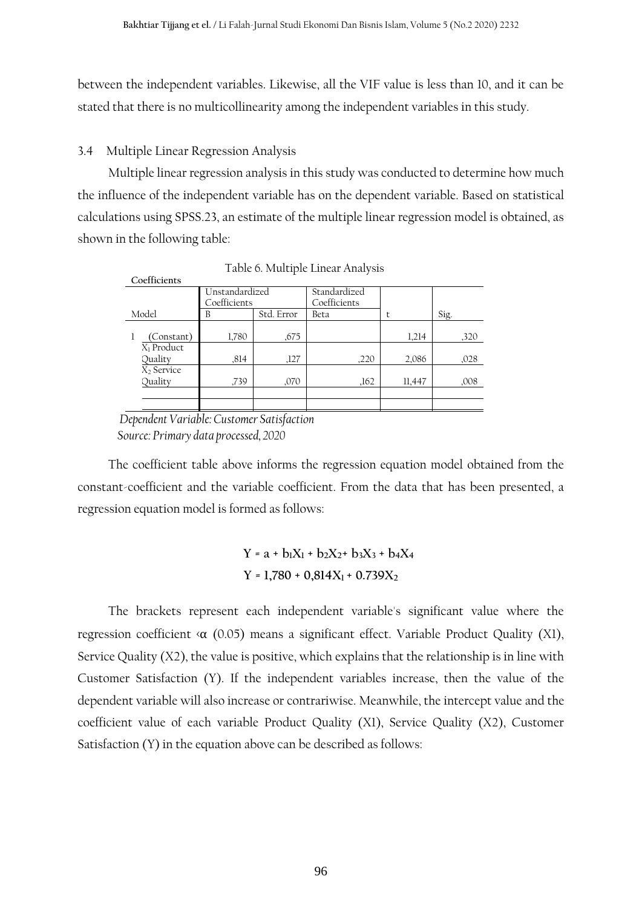between the independent variables. Likewise, all the VIF value is less than 10, and it can be stated that there is no multicollinearity among the independent variables in this study.

### 3.4 Multiple Linear Regression Analysis

Multiple linear regression analysis in this study was conducted to determine how much the influence of the independent variable has on the dependent variable. Based on statistical calculations using SPSS.23, an estimate of the multiple linear regression model is obtained, as shown in the following table:

Table 6. Multiple Linear Analysis

**Coefficients**

| Model | | Unstandardized Coefficients | | Standardized Coefficients | t | Sig. |
|---|---|---|---|---|---|---|
| | | B | Std. Error | Beta | | |
| 1 | (Constant) | 1,780 | ,675 | | 1,214 | ,320 |
| | $X_1$ Product Quality | ,814 | ,127 | ,220 | 2,086 | ,028 |
| | $X_2$ Service Quality | ,739 | ,070 | ,162 | 11,447 | ,008 |

*Dependent Variable: Customer Satisfaction*
*Source: Primary data processed, 2020*

The coefficient table above informs the regression equation model obtained from the constant-coefficient and the variable coefficient. From the data that has been presented, a regression equation model is formed as follows:

$$Y = a + b_1X_1 + b_2X_2 + b_3X_3 + b_4X_4$$
$$Y = 1{,}780 + 0{,}814X_1 + 0.739X_2$$

The brackets represent each independent variable's significant value where the regression coefficient $< \alpha$ (0.05) means a significant effect. Variable Product Quality (X1), Service Quality (X2), the value is positive, which explains that the relationship is in line with Customer Satisfaction (Y). If the independent variables increase, then the value of the dependent variable will also increase or contrariwise. Meanwhile, the intercept value and the coefficient value of each variable Product Quality (X1), Service Quality (X2), Customer Satisfaction (Y) in the equation above can be described as follows: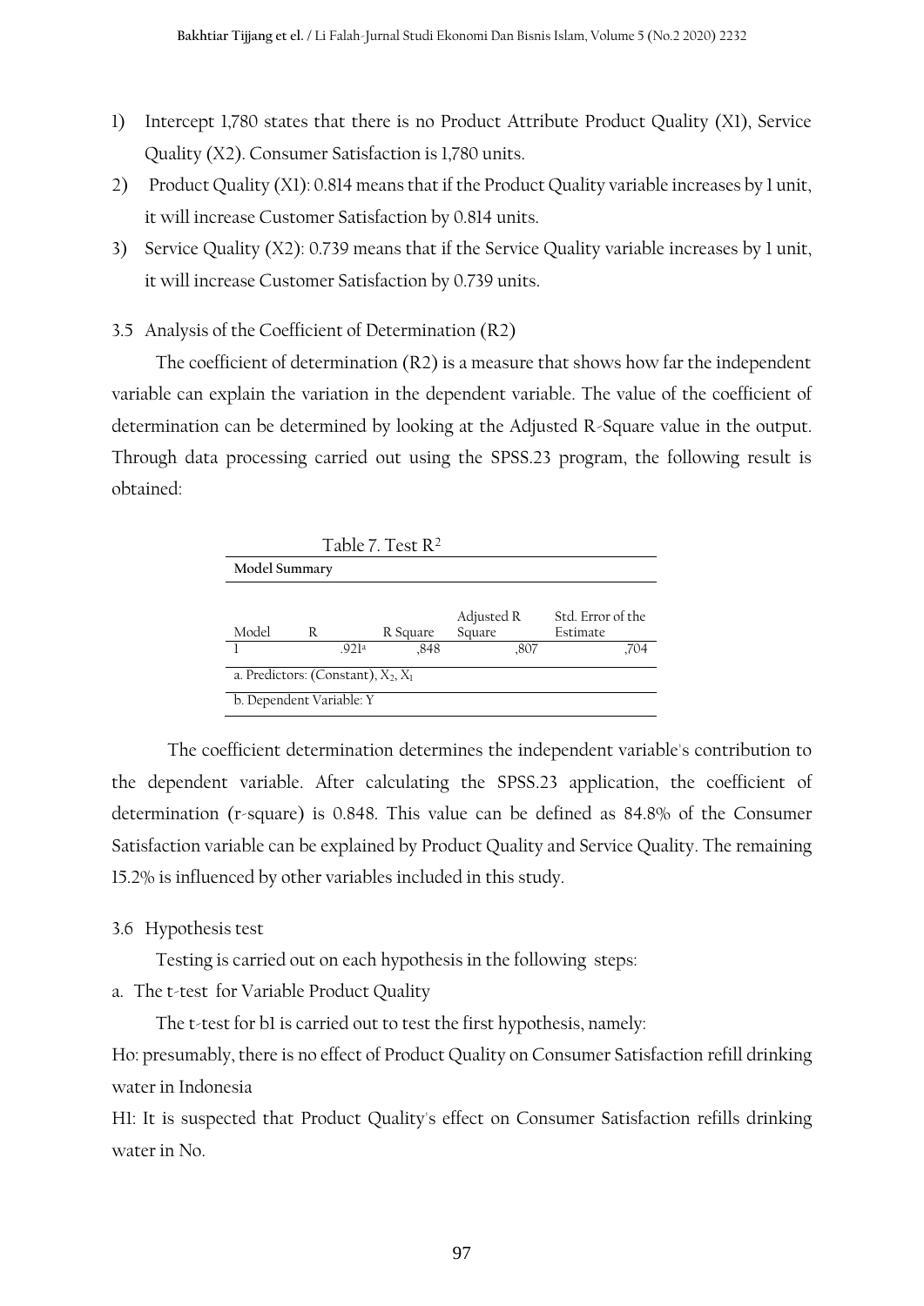1) Intercept 1,780 states that there is no Product Attribute Product Quality (X1), Service Quality (X2). Consumer Satisfaction is 1,780 units.
2) Product Quality (X1): 0.814 means that if the Product Quality variable increases by 1 unit, it will increase Customer Satisfaction by 0.814 units.
3) Service Quality (X2): 0.739 means that if the Service Quality variable increases by 1 unit, it will increase Customer Satisfaction by 0.739 units.

### 3.5 Analysis of the Coefficient of Determination (R2)

The coefficient of determination (R2) is a measure that shows how far the independent variable can explain the variation in the dependent variable. The value of the coefficient of determination can be determined by looking at the Adjusted R-Square value in the output. Through data processing carried out using the SPSS.23 program, the following result is obtained:

Table 7. Test $R^2$

**Model Summary**

| Model | R | R Square | Adjusted R Square | Std. Error of the Estimate |
|---|---|---|---|---|
| 1 | .921[a] | ,848 | ,807 | ,704 |

a. Predictors: (Constant), $X_2$, $X_1$

b. Dependent Variable: Y

The coefficient determination determines the independent variable's contribution to the dependent variable. After calculating the SPSS.23 application, the coefficient of determination (r-square) is 0.848. This value can be defined as 84.8% of the Consumer Satisfaction variable can be explained by Product Quality and Service Quality. The remaining 15.2% is influenced by other variables included in this study.

### 3.6 Hypothesis test

Testing is carried out on each hypothesis in the following steps:

a. The t-test for Variable Product Quality

The t-test for b1 is carried out to test the first hypothesis, namely:

Ho: presumably, there is no effect of Product Quality on Consumer Satisfaction refill drinking water in Indonesia

H1: It is suspected that Product Quality's effect on Consumer Satisfaction refills drinking water in No.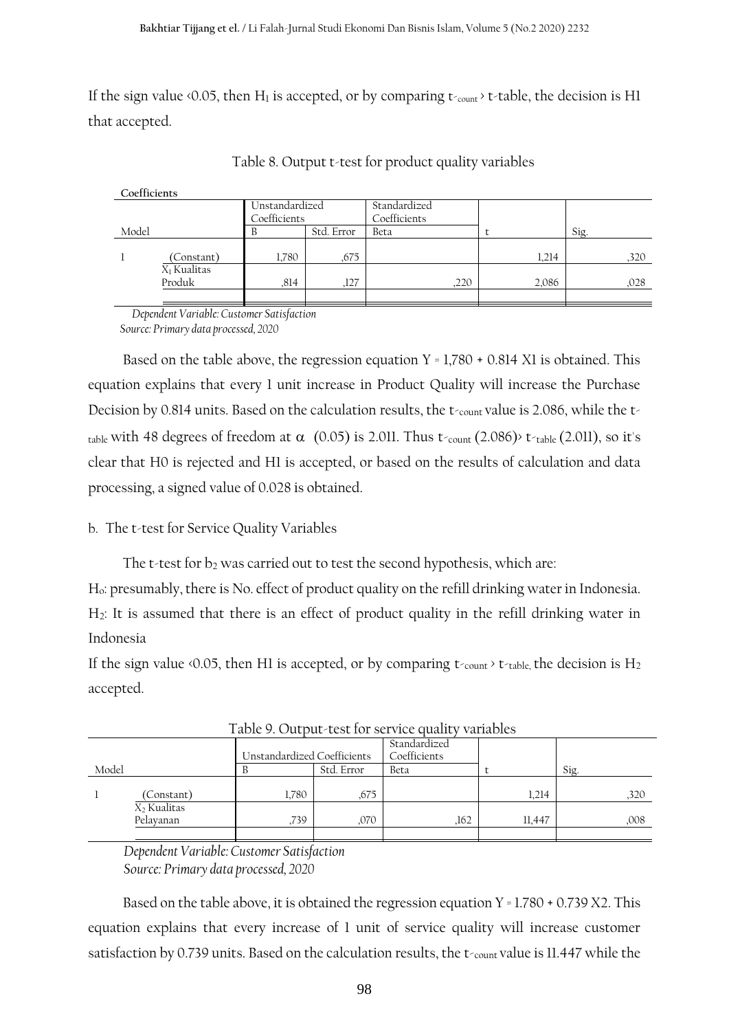If the sign value <0.05, then $H_1$ is accepted, or by comparing $t_{count}$ > t-table, the decision is H1 that accepted.

Table 8. Output t-test for product quality variables

**Coefficients**

| Model | | Unstandardized Coefficients | | Standardized Coefficients | t | Sig. |
|---|---|---|---|---|---|---|
| | | B | Std. Error | Beta | | |
| 1 | (Constant) | 1,780 | ,675 | | 1,214 | ,320 |
| | $X_1$ Kualitas Produk | ,814 | ,127 | ,220 | 2,086 | ,028 |

*Dependent Variable: Customer Satisfaction*
*Source: Primary data processed, 2020*

Based on the table above, the regression equation Y = 1,780 + 0.814 X1 is obtained. This equation explains that every 1 unit increase in Product Quality will increase the Purchase Decision by 0.814 units. Based on the calculation results, the $t_{count}$ value is 2.086, while the $t_{table}$ with 48 degrees of freedom at $\alpha$ (0.05) is 2.011. Thus $t_{count}$ (2.086)> $t_{table}$ (2.011), so it's clear that H0 is rejected and H1 is accepted, or based on the results of calculation and data processing, a signed value of 0.028 is obtained.

b. The t-test for Service Quality Variables

The t-test for $b_2$ was carried out to test the second hypothesis, which are:

$H_o$: presumably, there is No. effect of product quality on the refill drinking water in Indonesia.
$H_2$: It is assumed that there is an effect of product quality in the refill drinking water in Indonesia

If the sign value <0.05, then H1 is accepted, or by comparing $t_{count}$ > $t_{table}$, the decision is $H_2$ accepted.

Table 9. Output-test for service quality variables

| Model | | Unstandardized Coefficients | | Standardized Coefficients | t | Sig. |
|---|---|---|---|---|---|---|
| | | B | Std. Error | Beta | | |
| 1 | (Constant) | 1,780 | ,675 | | 1,214 | ,320 |
| | $X_2$ Kualitas Pelayanan | ,739 | ,070 | ,162 | 11,447 | ,008 |

*Dependent Variable: Customer Satisfaction*
*Source: Primary data processed, 2020*

Based on the table above, it is obtained the regression equation Y = 1.780 + 0.739 X2. This equation explains that every increase of 1 unit of service quality will increase customer satisfaction by 0.739 units. Based on the calculation results, the $t_{count}$ value is 11.447 while the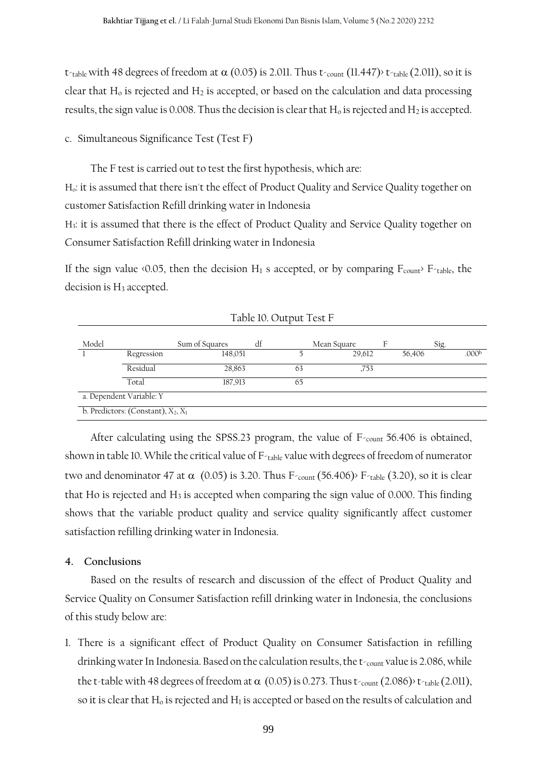$t_{-table}$ with 48 degrees of freedom at $\alpha$ (0.05) is 2.011. Thus $t_{-count}$ (11.447)› $t_{-table}$ (2.011), so it is clear that $H_o$ is rejected and $H_2$ is accepted, or based on the calculation and data processing results, the sign value is 0.008. Thus the decision is clear that $H_o$ is rejected and $H_2$ is accepted.

c. Simultaneous Significance Test (Test F)

The F test is carried out to test the first hypothesis, which are:

$H_o$: it is assumed that there isn't the effect of Product Quality and Service Quality together on customer Satisfaction Refill drinking water in Indonesia

$H_3$: it is assumed that there is the effect of Product Quality and Service Quality together on Consumer Satisfaction Refill drinking water in Indonesia

If the sign value ‹0.05, then the decision $H_1$ s accepted, or by comparing $F_{count}$› $F_{-table}$, the decision is $H_3$ accepted.

Table 10. Output Test F

| Model | | Sum of Squares | df | Mean Square | F | Sig. |
|---|---|---|---|---|---|---|
| 1 | Regression | 148,051 | 5 | 29,612 | 56,406 | .000b |
| | Residual | 28,863 | 63 | ,753 | | |
| | Total | 187,913 | 65 | | | |
| a. Dependent Variable: Y | | | | | | |
| b. Predictors: (Constant), $X_2$, $X_1$ | | | | | | |

After calculating using the SPSS.23 program, the value of $F_{-count}$ 56.406 is obtained, shown in table 10. While the critical value of $F_{-table}$ value with degrees of freedom of numerator two and denominator 47 at $\alpha$ (0.05) is 3.20. Thus $F_{-count}$ (56.406)› $F_{-table}$ (3.20), so it is clear that Ho is rejected and $H_3$ is accepted when comparing the sign value of 0.000. This finding shows that the variable product quality and service quality significantly affect customer satisfaction refilling drinking water in Indonesia.

## 4. Conclusions

Based on the results of research and discussion of the effect of Product Quality and Service Quality on Consumer Satisfaction refill drinking water in Indonesia, the conclusions of this study below are:

1. There is a significant effect of Product Quality on Consumer Satisfaction in refilling drinking water In Indonesia. Based on the calculation results, the $t_{-count}$ value is 2.086, while the t-table with 48 degrees of freedom at $\alpha$ (0.05) is 0.273. Thus $t_{-count}$ (2.086)› $t_{-table}$ (2.011), so it is clear that $H_o$ is rejected and $H_1$ is accepted or based on the results of calculation and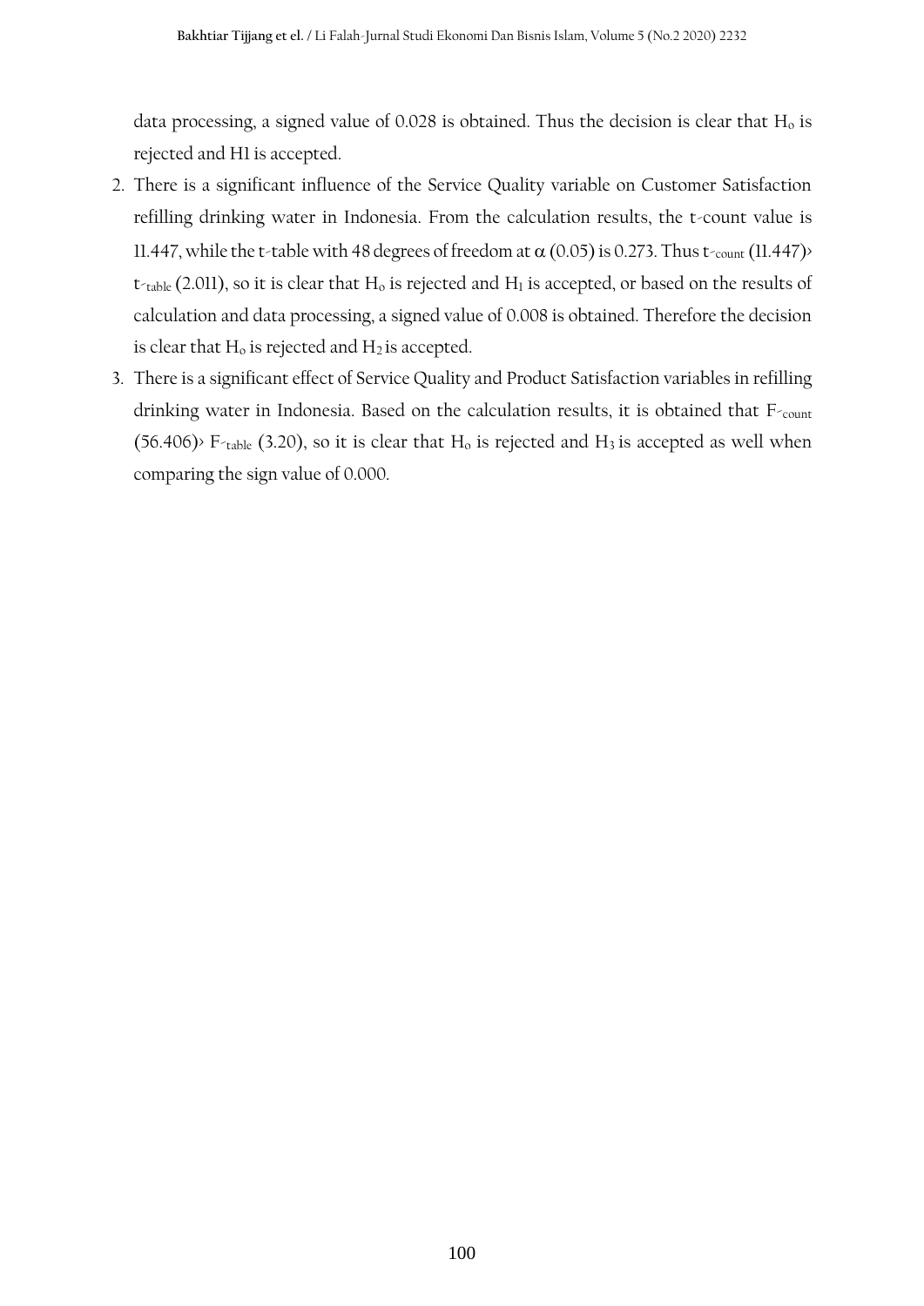data processing, a signed value of 0.028 is obtained. Thus the decision is clear that $H_o$ is rejected and H1 is accepted.

2. There is a significant influence of the Service Quality variable on Customer Satisfaction refilling drinking water in Indonesia. From the calculation results, the t-count value is 11.447, while the t-table with 48 degrees of freedom at $\alpha$ (0.05) is 0.273. Thus $t_{-count}$ (11.447)› $t_{-table}$ (2.011), so it is clear that $H_o$ is rejected and $H_1$ is accepted, or based on the results of calculation and data processing, a signed value of 0.008 is obtained. Therefore the decision is clear that $H_o$ is rejected and $H_2$ is accepted.
3. There is a significant effect of Service Quality and Product Satisfaction variables in refilling drinking water in Indonesia. Based on the calculation results, it is obtained that $F_{-count}$ (56.406)› $F_{-table}$ (3.20), so it is clear that $H_o$ is rejected and $H_3$ is accepted as well when comparing the sign value of 0.000.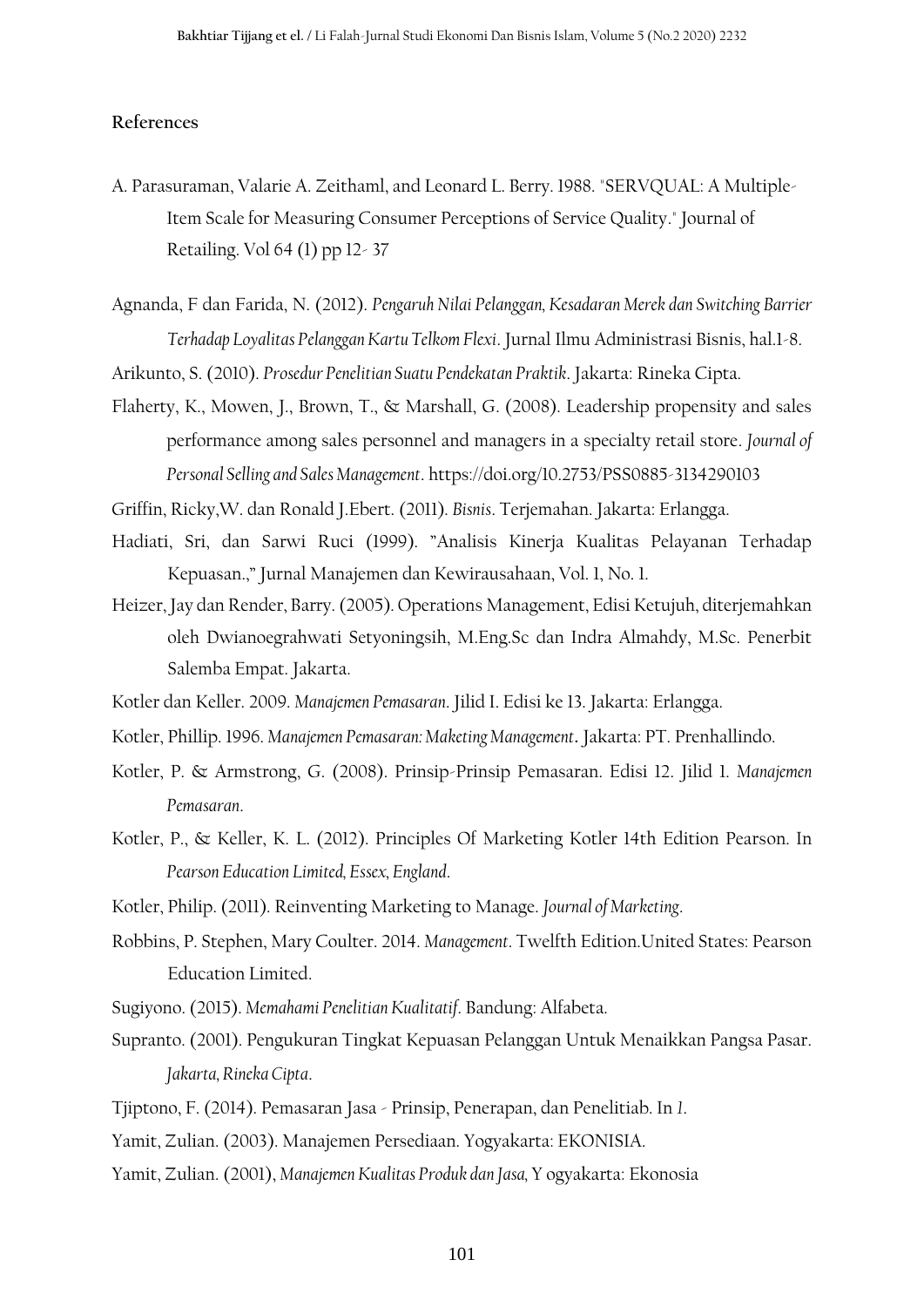## References

A. Parasuraman, Valarie A. Zeithaml, and Leonard L. Berry. 1988. "SERVQUAL: A Multiple-Item Scale for Measuring Consumer Perceptions of Service Quality." Journal of Retailing. Vol 64 (1) pp 12- 37

Agnanda, F dan Farida, N. (2012). *Pengaruh Nilai Pelanggan, Kesadaran Merek dan Switching Barrier Terhadap Loyalitas Pelanggan Kartu Telkom Flexi*. Jurnal Ilmu Administrasi Bisnis, hal.1-8.

Arikunto, S. (2010). *Prosedur Penelitian Suatu Pendekatan Praktik*. Jakarta: Rineka Cipta.

Flaherty, K., Mowen, J., Brown, T., & Marshall, G. (2008). Leadership propensity and sales performance among sales personnel and managers in a specialty retail store. *Journal of Personal Selling and Sales Management*. https://doi.org/10.2753/PSS0885-3134290103

Griffin, Ricky,W. dan Ronald J.Ebert. (2011). *Bisnis*. Terjemahan. Jakarta: Erlangga.

Hadiati, Sri, dan Sarwi Ruci (1999). "Analisis Kinerja Kualitas Pelayanan Terhadap Kepuasan.," Jurnal Manajemen dan Kewirausahaan, Vol. 1, No. 1.

Heizer, Jay dan Render, Barry. (2005). Operations Management, Edisi Ketujuh, diterjemahkan oleh Dwianoegrahwati Setyoningsih, M.Eng.Sc dan Indra Almahdy, M.Sc. Penerbit Salemba Empat. Jakarta.

Kotler dan Keller. 2009. *Manajemen Pemasaran*. Jilid I. Edisi ke 13. Jakarta: Erlangga.

Kotler, Phillip. 1996. *Manajemen Pemasaran: Maketing Management*. Jakarta: PT. Prenhallindo.

Kotler, P. & Armstrong, G. (2008). Prinsip-Prinsip Pemasaran. Edisi 12. Jilid 1. *Manajemen Pemasaran*.

Kotler, P., & Keller, K. L. (2012). Principles Of Marketing Kotler 14th Edition Pearson. In *Pearson Education Limited, Essex, England*.

Kotler, Philip. (2011). Reinventing Marketing to Manage. *Journal of Marketing*.

Robbins, P. Stephen, Mary Coulter. 2014. *Management*. Twelfth Edition.United States: Pearson Education Limited.

Sugiyono. (2015). *Memahami Penelitian Kualitatif*. Bandung: Alfabeta.

Supranto. (2001). Pengukuran Tingkat Kepuasan Pelanggan Untuk Menaikkan Pangsa Pasar. *Jakarta, Rineka Cipta*.

Tjiptono, F. (2014). Pemasaran Jasa - Prinsip, Penerapan, dan Penelitiab. In *1*.

Yamit, Zulian. (2003). Manajemen Persediaan. Yogyakarta: EKONISIA.

Yamit, Zulian. (2001), *Manajemen Kualitas Produk dan Jasa,* Y ogyakarta: Ekonosia